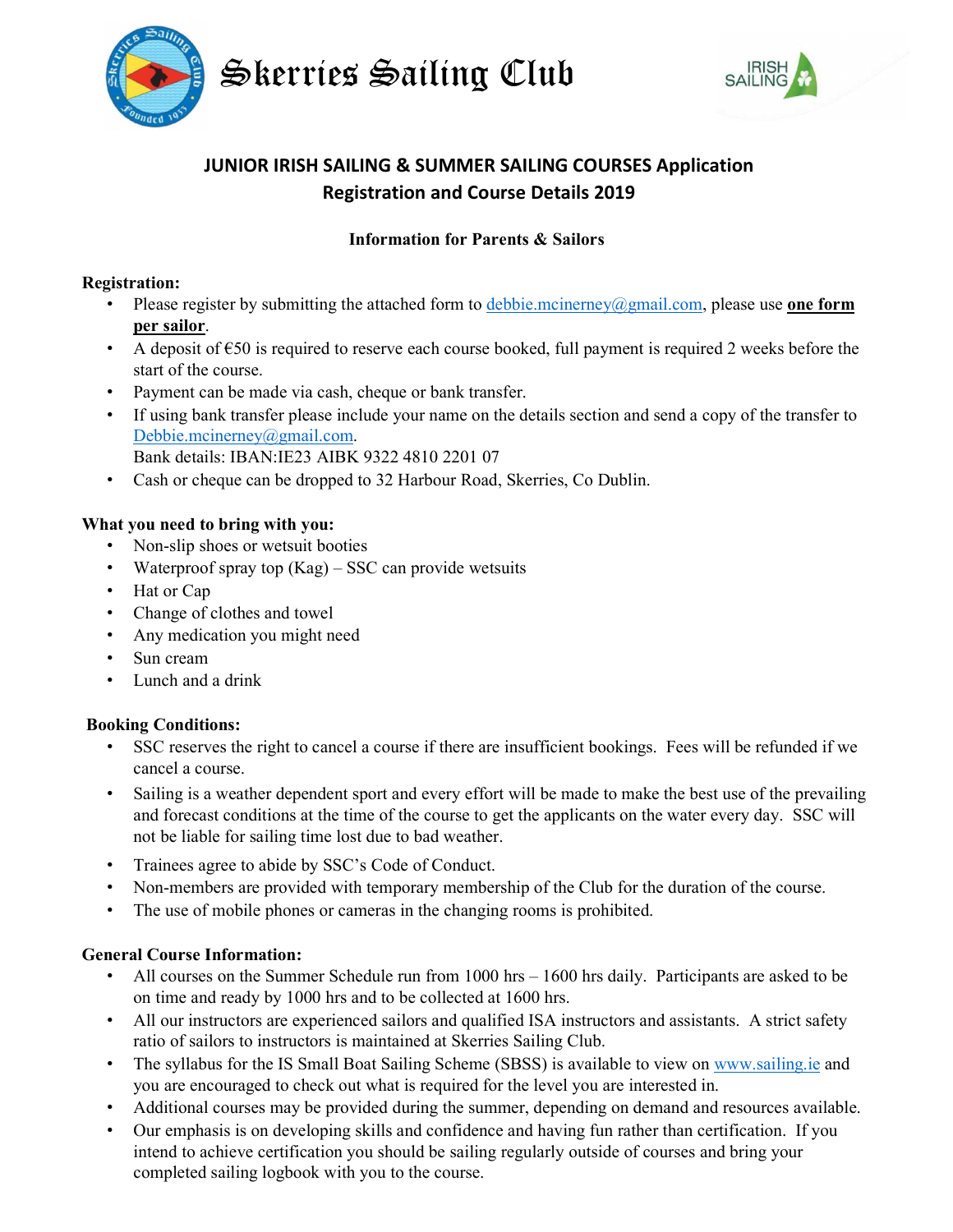# Skerries Sailing Club

## JUNIOR IRISH SAILING & SUMMER SAILING COURSES Application Registration and Course Details 2019

### Information for Parents & Sailors

**Registration:**

- Please register by submitting the attached form to debbie.mcinerney@gmail.com, please use **one form per sailor**.
- A deposit of €50 is required to reserve each course booked, full payment is required 2 weeks before the start of the course.
- Payment can be made via cash, cheque or bank transfer.
- If using bank transfer please include your name on the details section and send a copy of the transfer to Debbie.mcinerney@gmail.com.
  Bank details: IBAN:IE23 AIBK 9322 4810 2201 07
- Cash or cheque can be dropped to 32 Harbour Road, Skerries, Co Dublin.

**What you need to bring with you:**

- Non-slip shoes or wetsuit booties
- Waterproof spray top (Kag) – SSC can provide wetsuits
- Hat or Cap
- Change of clothes and towel
- Any medication you might need
- Sun cream
- Lunch and a drink

**Booking Conditions:**

- SSC reserves the right to cancel a course if there are insufficient bookings. Fees will be refunded if we cancel a course.
- Sailing is a weather dependent sport and every effort will be made to make the best use of the prevailing and forecast conditions at the time of the course to get the applicants on the water every day. SSC will not be liable for sailing time lost due to bad weather.
- Trainees agree to abide by SSC's Code of Conduct.
- Non-members are provided with temporary membership of the Club for the duration of the course.
- The use of mobile phones or cameras in the changing rooms is prohibited.

**General Course Information:**

- All courses on the Summer Schedule run from 1000 hrs – 1600 hrs daily. Participants are asked to be on time and ready by 1000 hrs and to be collected at 1600 hrs.
- All our instructors are experienced sailors and qualified ISA instructors and assistants. A strict safety ratio of sailors to instructors is maintained at Skerries Sailing Club.
- The syllabus for the IS Small Boat Sailing Scheme (SBSS) is available to view on www.sailing.ie and you are encouraged to check out what is required for the level you are interested in.
- Additional courses may be provided during the summer, depending on demand and resources available.
- Our emphasis is on developing skills and confidence and having fun rather than certification. If you intend to achieve certification you should be sailing regularly outside of courses and bring your completed sailing logbook with you to the course.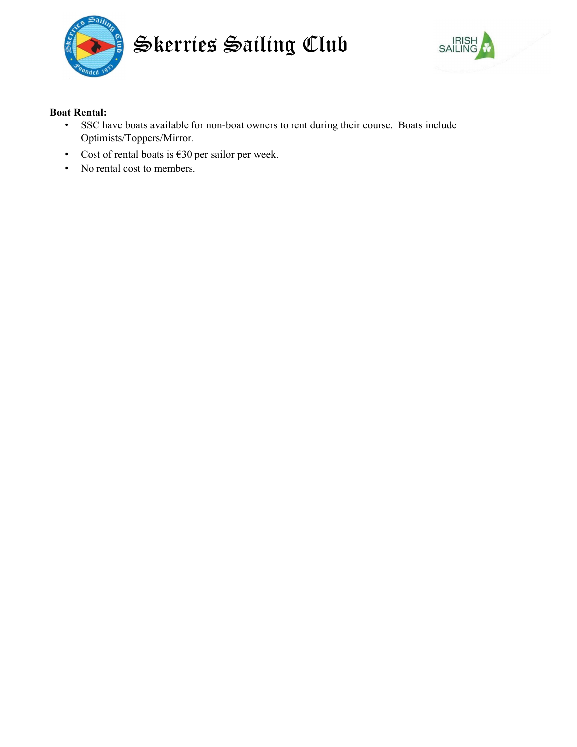**Boat Rental:**

- SSC have boats available for non-boat owners to rent during their course. Boats include Optimists/Toppers/Mirror.
- Cost of rental boats is €30 per sailor per week.
- No rental cost to members.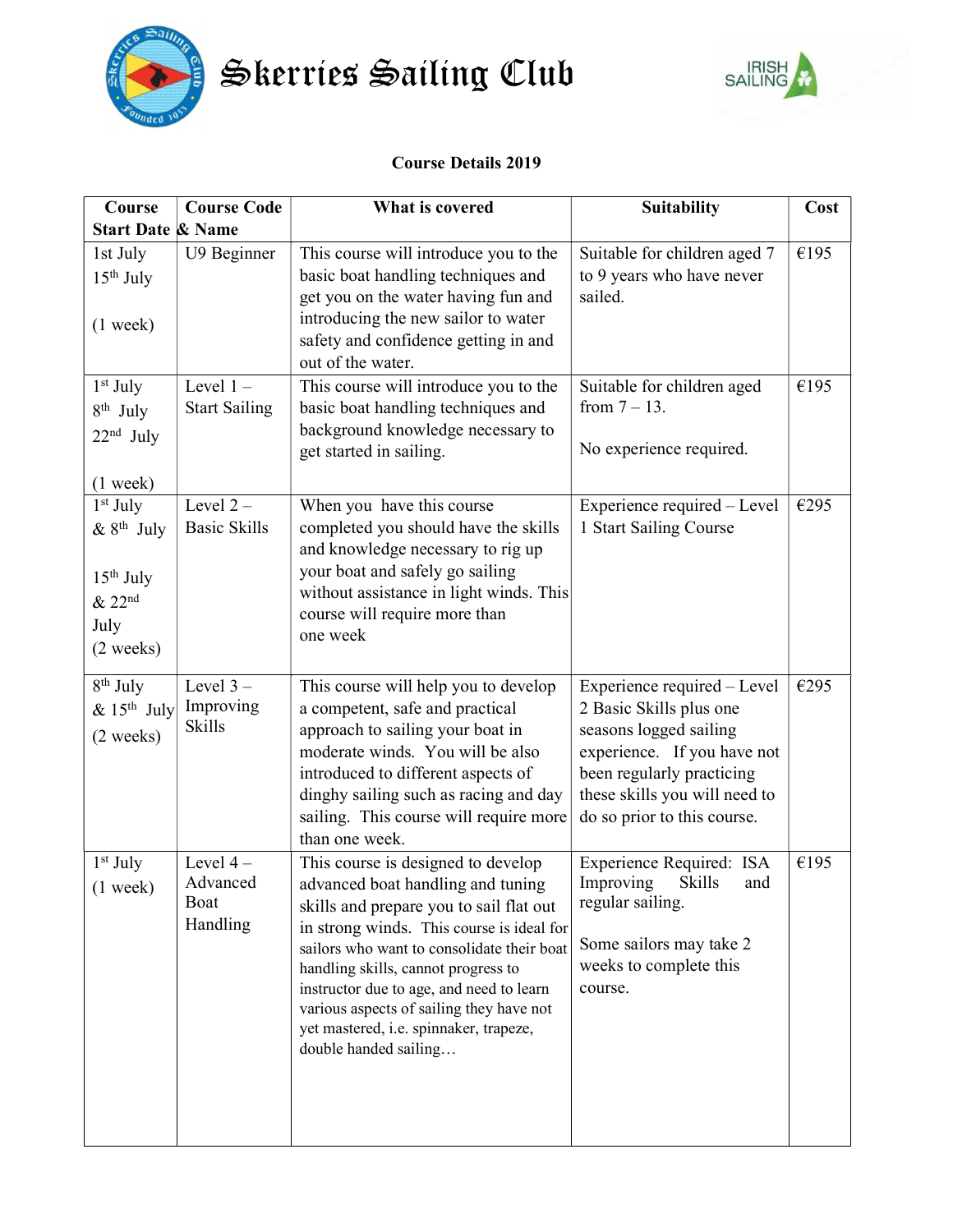# Skerries Sailing Club

**Course Details 2019**

| Course Start Date | Course Code & Name | What is covered | Suitability | Cost |
|---|---|---|---|---|
| 1st July<br>15th July<br><br>(1 week) | U9 Beginner | This course will introduce you to the basic boat handling techniques and get you on the water having fun and introducing the new sailor to water safety and confidence getting in and out of the water. | Suitable for children aged 7 to 9 years who have never sailed. | €195 |
| 1st July<br>8th July<br>22nd July<br><br>(1 week) | Level 1 – Start Sailing | This course will introduce you to the basic boat handling techniques and background knowledge necessary to get started in sailing. | Suitable for children aged from 7 – 13.<br><br>No experience required. | €195 |
| 1st July & 8th July<br><br>15th July & 22nd July<br>(2 weeks) | Level 2 – Basic Skills | When you have this course completed you should have the skills and knowledge necessary to rig up your boat and safely go sailing without assistance in light winds. This course will require more than one week | Experience required – Level 1 Start Sailing Course | €295 |
| 8th July & 15th July<br>(2 weeks) | Level 3 – Improving Skills | This course will help you to develop a competent, safe and practical approach to sailing your boat in moderate winds. You will be also introduced to different aspects of dinghy sailing such as racing and day sailing. This course will require more than one week. | Experience required – Level 2 Basic Skills plus one seasons logged sailing experience. If you have not been regularly practicing these skills you will need to do so prior to this course. | €295 |
| 1st July<br>(1 week) | Level 4 – Advanced Boat Handling | This course is designed to develop advanced boat handling and tuning skills and prepare you to sail flat out in strong winds. This course is ideal for sailors who want to consolidate their boat handling skills, cannot progress to instructor due to age, and need to learn various aspects of sailing they have not yet mastered, i.e. spinnaker, trapeze, double handed sailing… | Experience Required: ISA Improving Skills and regular sailing.<br><br>Some sailors may take 2 weeks to complete this course. | €195 |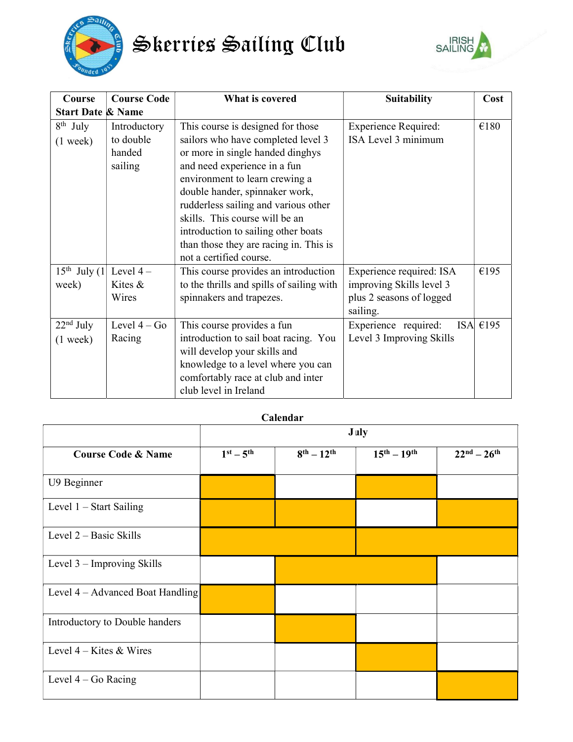# Skerries Sailing Club

| Course Start Date | Course Code & Name | What is covered | Suitability | Cost |
|---|---|---|---|---|
| 8th July (1 week) | Introductory to double handed sailing | This course is designed for those sailors who have completed level 3 or more in single handed dinghys and need experience in a fun environment to learn crewing a double hander, spinnaker work, rudderless sailing and various other skills. This course will be an introduction to sailing other boats than those they are racing in. This is not a certified course. | Experience Required: ISA Level 3 minimum | €180 |
| 15th July (1 week) | Level 4 – Kites & Wires | This course provides an introduction to the thrills and spills of sailing with spinnakers and trapezes. | Experience required: ISA improving Skills level 3 plus 2 seasons of logged sailing. | €195 |
| 22nd July (1 week) | Level 4 – Go Racing | This course provides a fun introduction to sail boat racing. You will develop your skills and knowledge to a level where you can comfortably race at club and inter club level in Ireland | Experience required: ISA Level 3 Improving Skills | €195 |

**Calendar**

| | July | | | |
|---|---|---|---|---|
| **Course Code & Name** | **1st – 5th** | **8th – 12th** | **15th – 19th** | **22nd – 26th** |
| U9 Beginner | ■ | | ■ | |
| Level 1 – Start Sailing | ■ | ■ | | ■ |
| Level 2 – Basic Skills | ■ | ■ | ■ | ■ |
| Level 3 – Improving Skills | | ■ | ■ | |
| Level 4 – Advanced Boat Handling | ■ | | | |
| Introductory to Double handers | | ■ | | |
| Level 4 – Kites & Wires | | | ■ | |
| Level 4 – Go Racing | | | | ■ |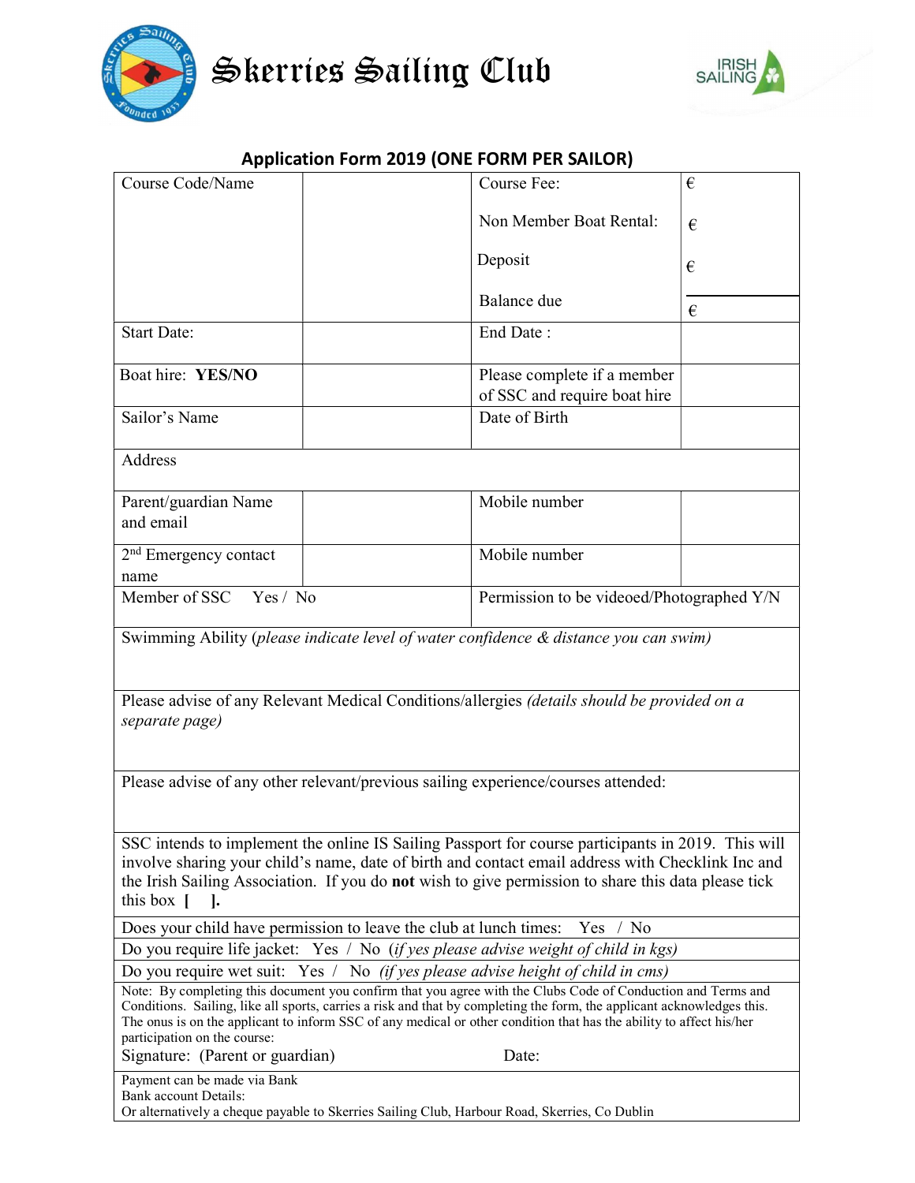# Skerries Sailing Club

IRISH SAILING

## Application Form 2019 (ONE FORM PER SAILOR)

| | | | |
|---|---|---|---|
| Course Code/Name | | Course Fee:<br><br>Non Member Boat Rental:<br><br>Deposit<br><br>Balance due | €<br><br>€<br><br>€<br><br>€ |
| Start Date: | | End Date : | |
| Boat hire: **YES/NO** | | Please complete if a member of SSC and require boat hire | |
| Sailor's Name | | Date of Birth | |
| Address | | | |
| Parent/guardian Name and email | | Mobile number | |
| 2nd Emergency contact name | | Mobile number | |
| Member of SSC Yes / No | | Permission to be videoed/Photographed Y/N | |
| Swimming Ability (*please indicate level of water confidence & distance you can swim)* | | | |
| Please advise of any Relevant Medical Conditions/allergies *(details should be provided on a separate page)* | | | |
| Please advise of any other relevant/previous sailing experience/courses attended: | | | |
| SSC intends to implement the online IS Sailing Passport for course participants in 2019. This will involve sharing your child's name, date of birth and contact email address with Checklink Inc and the Irish Sailing Association. If you do **not** wish to give permission to share this data please tick this box **[ ].** | | | |
| Does your child have permission to leave the club at lunch times: Yes / No | | | |
| Do you require life jacket: Yes / No *(if yes please advise weight of child in kgs)* | | | |
| Do you require wet suit: Yes / No *(if yes please advise height of child in cms)* | | | |
| Note: By completing this document you confirm that you agree with the Clubs Code of Conduction and Terms and Conditions. Sailing, like all sports, carries a risk and that by completing the form, the applicant acknowledges this. The onus is on the applicant to inform SSC of any medical or other condition that has the ability to affect his/her participation on the course:<br>Signature: (Parent or guardian) Date: | | | |
| Payment can be made via Bank<br>Bank account Details:<br>Or alternatively a cheque payable to Skerries Sailing Club, Harbour Road, Skerries, Co Dublin | | | |